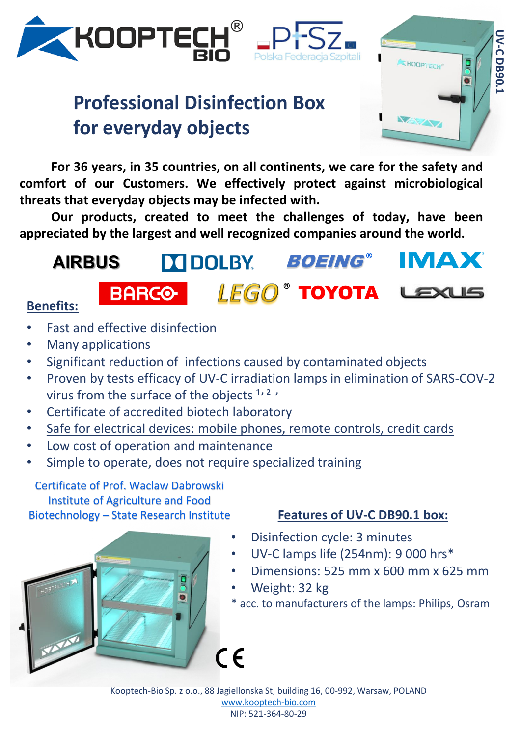KOOPTECH® BIO

PFSz Polska Federacja Szpitali

UV-C DB90.1

# Professional Disinfection Box for everyday objects

**For 36 years, in 35 countries, on all continents, we care for the safety and comfort of our Customers. We effectively protect against microbiological threats that everyday objects may be infected with.**

**Our products, created to meet the challenges of today, have been appreciated by the largest and well recognized companies around the world.**

AIRBUS DOLBY BOEING® IMAX BARCO LEGO® TOYOTA LEXUS

## Benefits:

- Fast and effective disinfection
- Many applications
- Significant reduction of infections caused by contaminated objects
- Proven by tests efficacy of UV-C irradiation lamps in elimination of SARS-COV-2 virus from the surface of the objects [1,2]
- Certificate of accredited biotech laboratory
- Safe for electrical devices: mobile phones, remote controls, credit cards
- Low cost of operation and maintenance
- Simple to operate, does not require specialized training

Certificate of Prof. Waclaw Dabrowski Institute of Agriculture and Food Biotechnology – State Research Institute

## Features of UV-C DB90.1 box:

- Disinfection cycle: 3 minutes
- UV-C lamps life (254nm): 9 000 hrs*
- Dimensions: 525 mm x 600 mm x 625 mm
- Weight: 32 kg

\* acc. to manufacturers of the lamps: Philips, Osram

CE

Kooptech-Bio Sp. z o.o., 88 Jagiellonska St, building 16, 00-992, Warsaw, POLAND
www.kooptech-bio.com
NIP: 521-364-80-29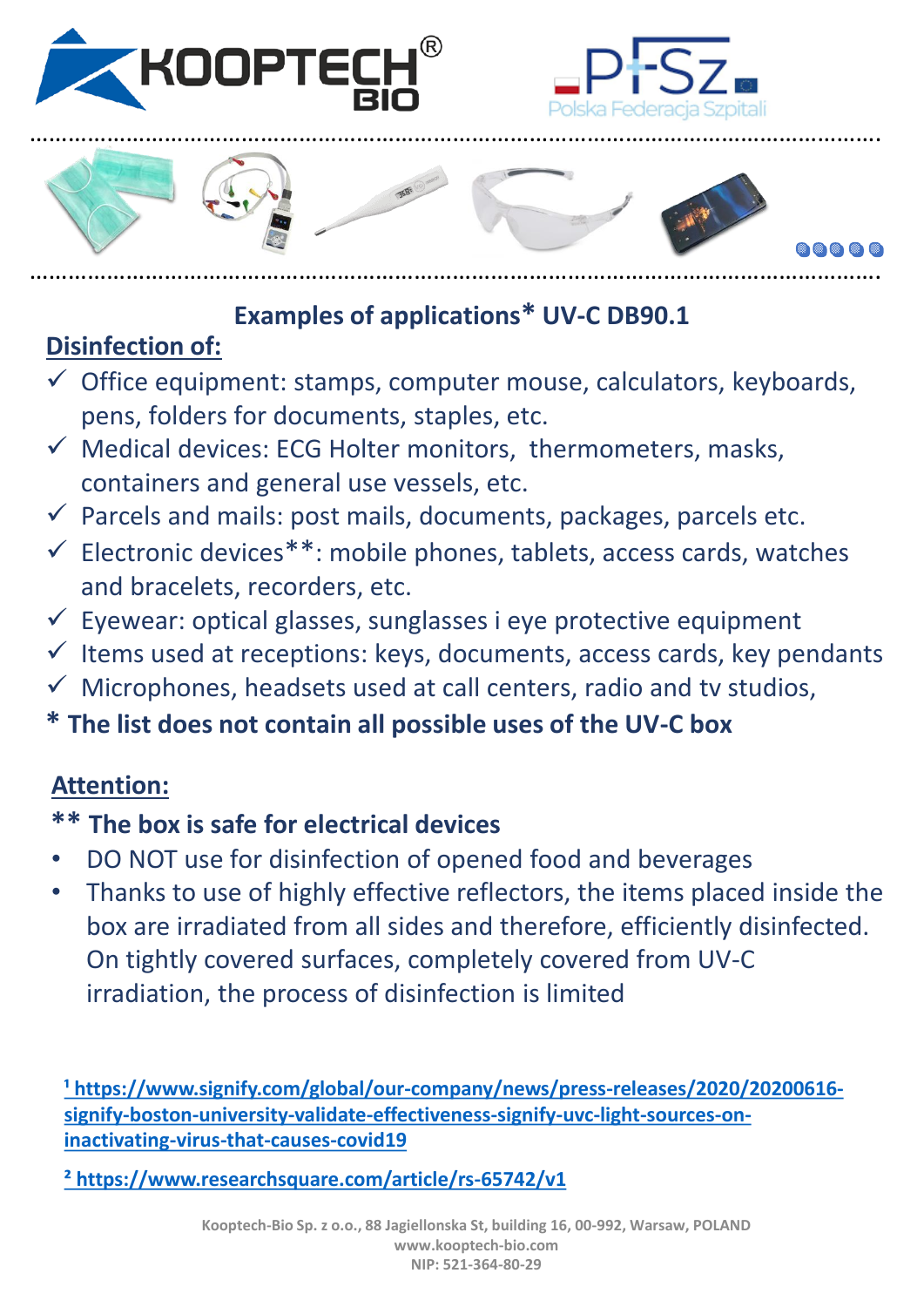## Examples of applications* UV-C DB90.1

**Disinfection of:**

- ✓ Office equipment: stamps, computer mouse, calculators, keyboards, pens, folders for documents, staples, etc.
- ✓ Medical devices: ECG Holter monitors, thermometers, masks, containers and general use vessels, etc.
- ✓ Parcels and mails: post mails, documents, packages, parcels etc.
- ✓ Electronic devices**: mobile phones, tablets, access cards, watches and bracelets, recorders, etc.
- ✓ Eyewear: optical glasses, sunglasses i eye protective equipment
- ✓ Items used at receptions: keys, documents, access cards, key pendants
- ✓ Microphones, headsets used at call centers, radio and tv studios,

**\* The list does not contain all possible uses of the UV-C box**

**Attention:**

**\*\* The box is safe for electrical devices**

- DO NOT use for disinfection of opened food and beverages
- Thanks to use of highly effective reflectors, the items placed inside the box are irradiated from all sides and therefore, efficiently disinfected. On tightly covered surfaces, completely covered from UV-C irradiation, the process of disinfection is limited

[1] https://www.signify.com/global/our-company/news/press-releases/2020/20200616-signify-boston-university-validate-effectiveness-signify-uvc-light-sources-on-inactivating-virus-that-causes-covid19

[2] https://www.researchsquare.com/article/rs-65742/v1

Kooptech-Bio Sp. z o.o., 88 Jagiellonska St, building 16, 00-992, Warsaw, POLAND
www.kooptech-bio.com
NIP: 521-364-80-29